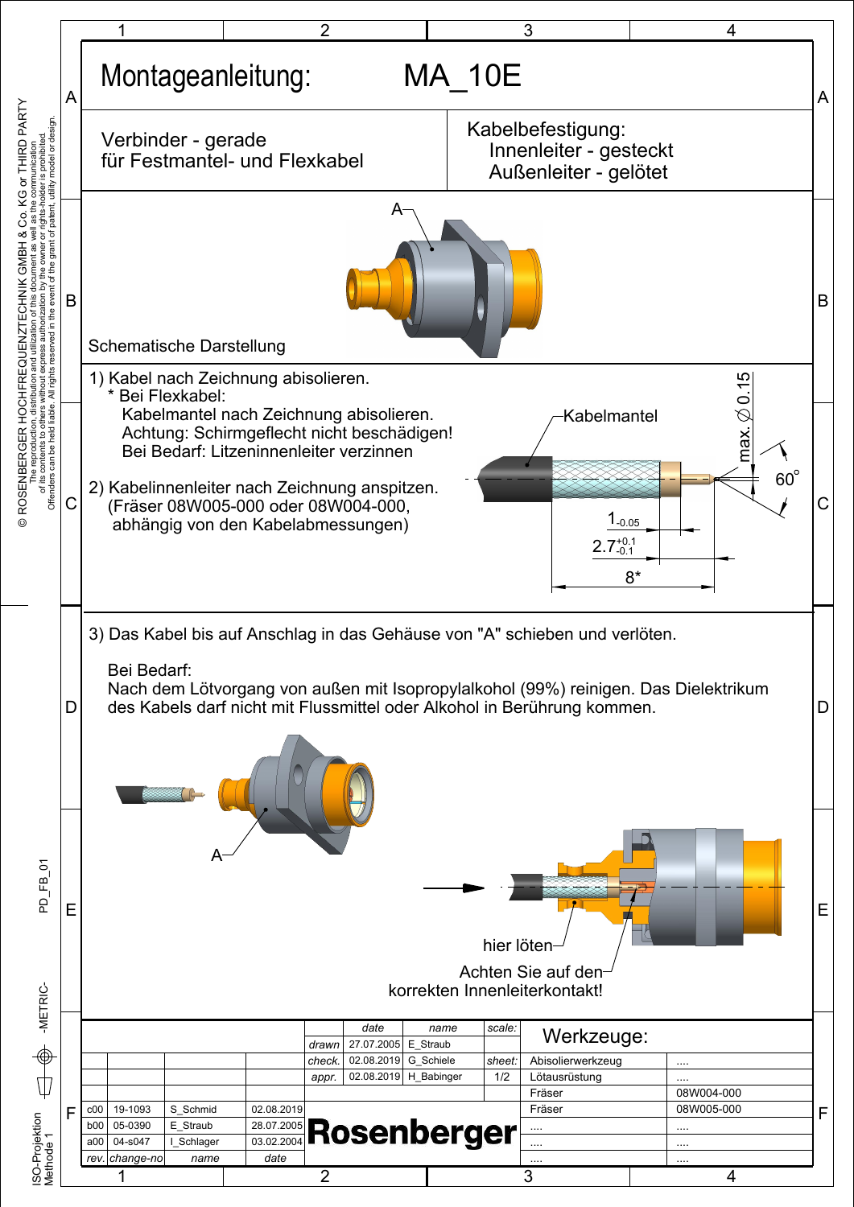# Montageanleitung: MA_10E

Verbinder - gerade
für Festmantel- und Flexkabel

Kabelbefestigung:
Innenleiter - gesteckt
Außenleiter - gelötet

A

Schematische Darstellung

1) Kabel nach Zeichnung abisolieren.
 * Bei Flexkabel:
 Kabelmantel nach Zeichnung abisolieren.
 Achtung: Schirmgeflecht nicht beschädigen!
 Bei Bedarf: Litzeninnenleiter verzinnen

2) Kabelinnenleiter nach Zeichnung anspitzen.
 (Fräser 08W005-000 oder 08W004-000,
 abhängig von den Kabelabmessungen)

Kabelmantel

max. $\varnothing$ 0.15

60°

$1_{-0.05}$

$2.7^{+0.1}_{-0.1}$

8*

3) Das Kabel bis auf Anschlag in das Gehäuse von "A" schieben und verlöten.

Bei Bedarf:
Nach dem Lötvorgang von außen mit Isopropylalkohol (99%) reinigen. Das Dielektrikum des Kabels darf nicht mit Flussmittel oder Alkohol in Berührung kommen.

A

hier löten

Achten Sie auf den korrekten Innenleiterkontakt!

| | date | name | scale: |
|---|---|---|---|
| drawn | 27.07.2005 | E_Straub | |
| check. | 02.08.2019 | G_Schiele | sheet: |
| appr. | 02.08.2019 | H_Babinger | 1/2 |

| rev. | change-no | name | date |
|---|---|---|---|
| c00 | 19-1093 | S_Schmid | 02.08.2019 |
| b00 | 05-0390 | E_Straub | 28.07.2005 |
| a00 | 04-s047 | I_Schlager | 03.02.2004 |

**Rosenberger**

## Werkzeuge:

| | |
|---|---|
| Abisolierwerkzeug | .... |
| Lötausrüstung | .... |
| Fräser | 08W004-000 |
| Fräser | 08W005-000 |
| .... | .... |
| .... | .... |
| .... | .... |

© ROSENBERGER HOCHFREQUENZTECHNIK GMBH & Co. KG or THIRD PARTY
The reproduction, distribution and utilization of this document as well as the communication of its contents to others without express authorization by the owner or rights-holder is prohibited. Offenders can be held liable. All rights reserved in the event of the grant of patent, utility model or design.

PD_FB_01

-METRIC-

ISO-Projektion Methode 1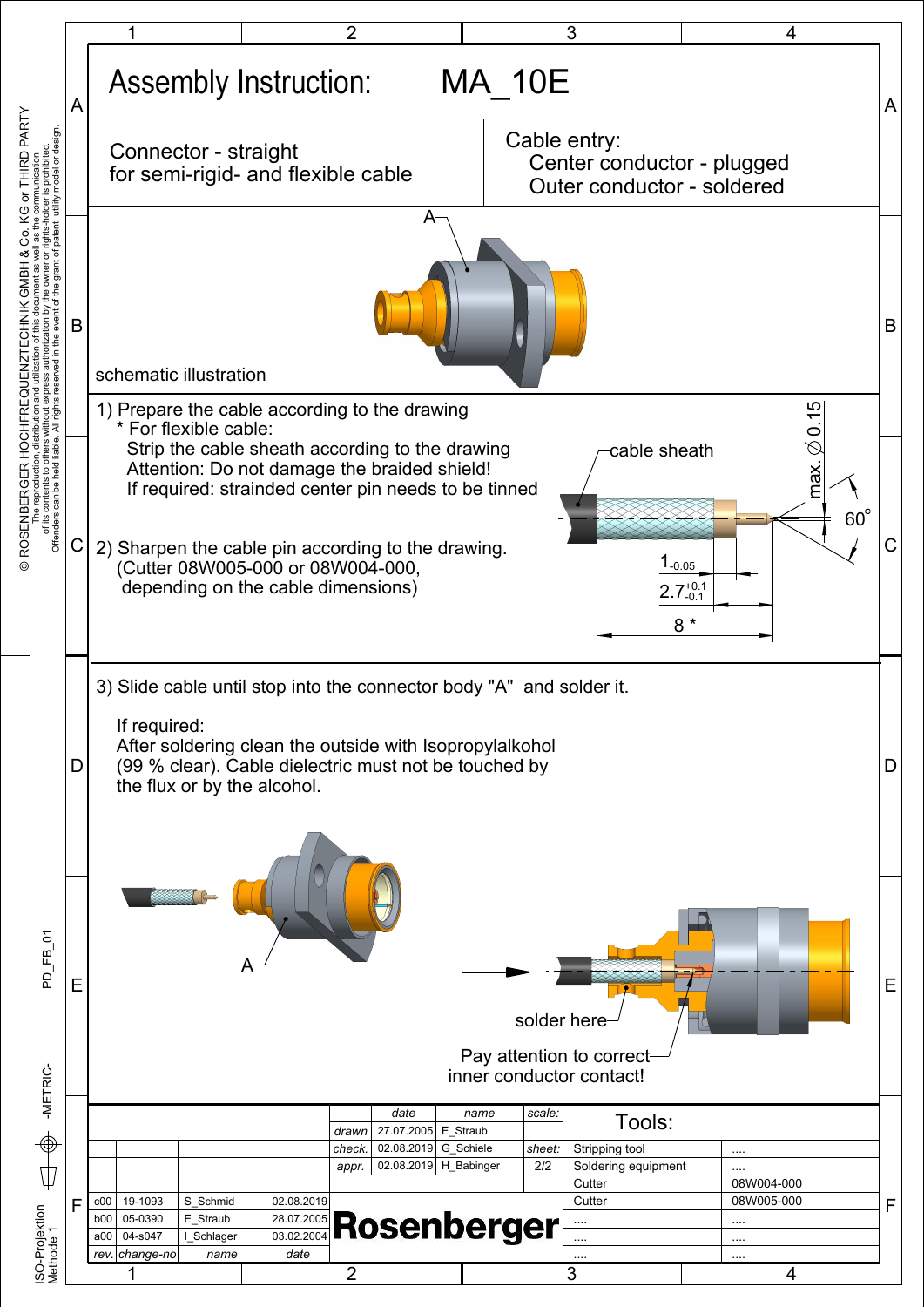# Assembly Instruction: MA_10E

Connector - straight
for semi-rigid- and flexible cable

Cable entry:
Center conductor - plugged
Outer conductor - soldered

A

schematic illustration

1) Prepare the cable according to the drawing
* For flexible cable:
Strip the cable sheath according to the drawing
Attention: Do not damage the braided shield!
If required: strainded center pin needs to be tinned

2) Sharpen the cable pin according to the drawing.
(Cutter 08W005-000 or 08W004-000,
depending on the cable dimensions)

cable sheath

max. ∅ 0.15

60°

$1_{-0.05}$

$2.7^{+0.1}_{-0.1}$

8 *

3) Slide cable until stop into the connector body "A" and solder it.

If required:
After soldering clean the outside with Isopropylalkohol
(99 % clear). Cable dielectric must not be touched by
the flux or by the alcohol.

A

solder here

Pay attention to correct
inner conductor contact!

| | date | name | scale: |
|---|---|---|---|
| drawn | 27.07.2005 | E_Straub | |
| check. | 02.08.2019 | G_Schiele | sheet: |
| appr. | 02.08.2019 | H_Babinger | 2/2 |

| rev. | change-no | name | date |
|---|---|---|---|
| c00 | 19-1093 | S_Schmid | 02.08.2019 |
| b00 | 05-0390 | E_Straub | 28.07.2005 |
| a00 | 04-s047 | I_Schlager | 03.02.2004 |

**Rosenberger**

| Tools: | |
|---|---|
| Stripping tool | .... |
| Soldering equipment | .... |
| Cutter | 08W004-000 |
| Cutter | 08W005-000 |
| .... | .... |
| .... | .... |
| .... | .... |

© ROSENBERGER HOCHFREQUENZTECHNIK GMBH & Co. KG or THIRD PARTY
The reproduction, distribution and utilization of this document as well as the communication of its contents to others without express authorization by the owner or rights-holder is prohibited. Offenders can be held liable. All rights reserved in the event of the grant of patent, utility model or design.

PD_FB_01

-METRIC-

ISO-Projektion Methode 1